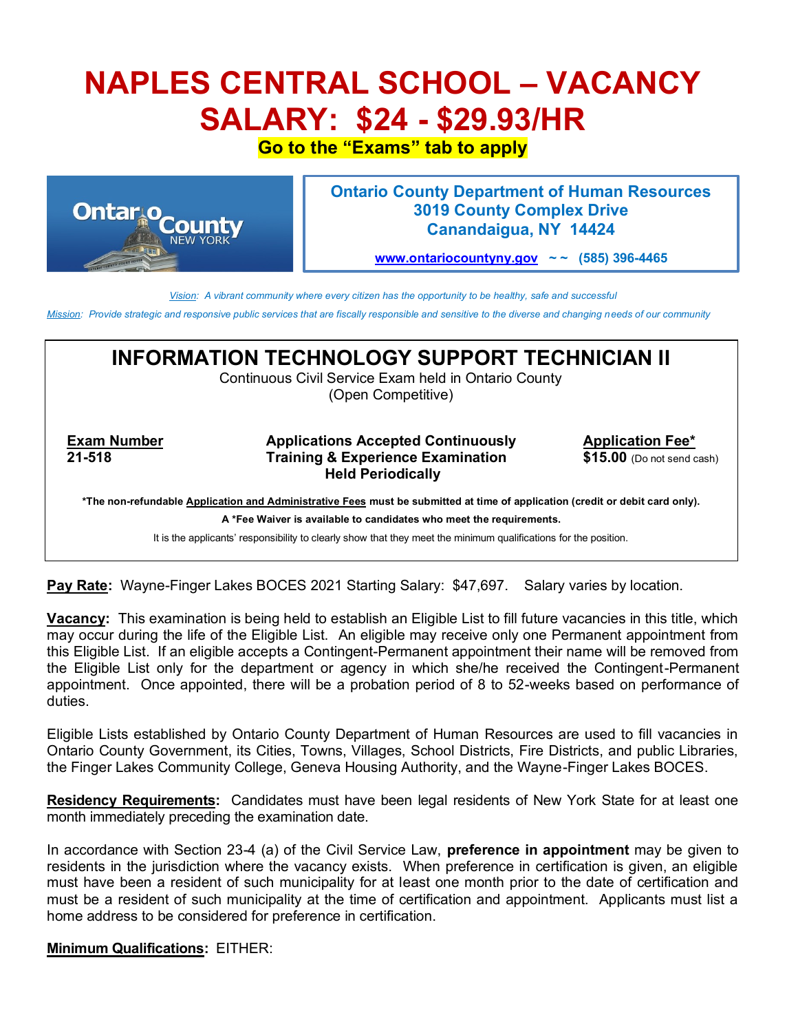# NAPLES CENTRAL SCHOOL – VACANCY
# SALARY: $24 - $29.93/HR

**Go to the "Exams" tab to apply**

Ontario County NEW YORK

**Ontario County Department of Human Resources**
**3019 County Complex Drive**
**Canandaigua, NY 14424**

**www.ontariocountyny.gov ~~ (585) 396-4465**

*Vision: A vibrant community where every citizen has the opportunity to be healthy, safe and successful*

*Mission: Provide strategic and responsive public services that are fiscally responsible and sensitive to the diverse and changing needs of our community*

## INFORMATION TECHNOLOGY SUPPORT TECHNICIAN II

Continuous Civil Service Exam held in Ontario County
(Open Competitive)

| Exam Number | Applications Accepted Continuously | Application Fee* |
|---|---|---|
| **21-518** | **Training & Experience Examination Held Periodically** | **$15.00** (Do not send cash) |

**\*The non-refundable Application and Administrative Fees must be submitted at time of application (credit or debit card only).**

**A \*Fee Waiver is available to candidates who meet the requirements.**

It is the applicants' responsibility to clearly show that they meet the minimum qualifications for the position.

**Pay Rate:** Wayne-Finger Lakes BOCES 2021 Starting Salary: $47,697. Salary varies by location.

**Vacancy:** This examination is being held to establish an Eligible List to fill future vacancies in this title, which may occur during the life of the Eligible List. An eligible may receive only one Permanent appointment from this Eligible List. If an eligible accepts a Contingent-Permanent appointment their name will be removed from the Eligible List only for the department or agency in which she/he received the Contingent-Permanent appointment. Once appointed, there will be a probation period of 8 to 52-weeks based on performance of duties.

Eligible Lists established by Ontario County Department of Human Resources are used to fill vacancies in Ontario County Government, its Cities, Towns, Villages, School Districts, Fire Districts, and public Libraries, the Finger Lakes Community College, Geneva Housing Authority, and the Wayne-Finger Lakes BOCES.

**Residency Requirements:** Candidates must have been legal residents of New York State for at least one month immediately preceding the examination date.

In accordance with Section 23-4 (a) of the Civil Service Law, **preference in appointment** may be given to residents in the jurisdiction where the vacancy exists. When preference in certification is given, an eligible must have been a resident of such municipality for at least one month prior to the date of certification and must be a resident of such municipality at the time of certification and appointment. Applicants must list a home address to be considered for preference in certification.

**Minimum Qualifications:** EITHER: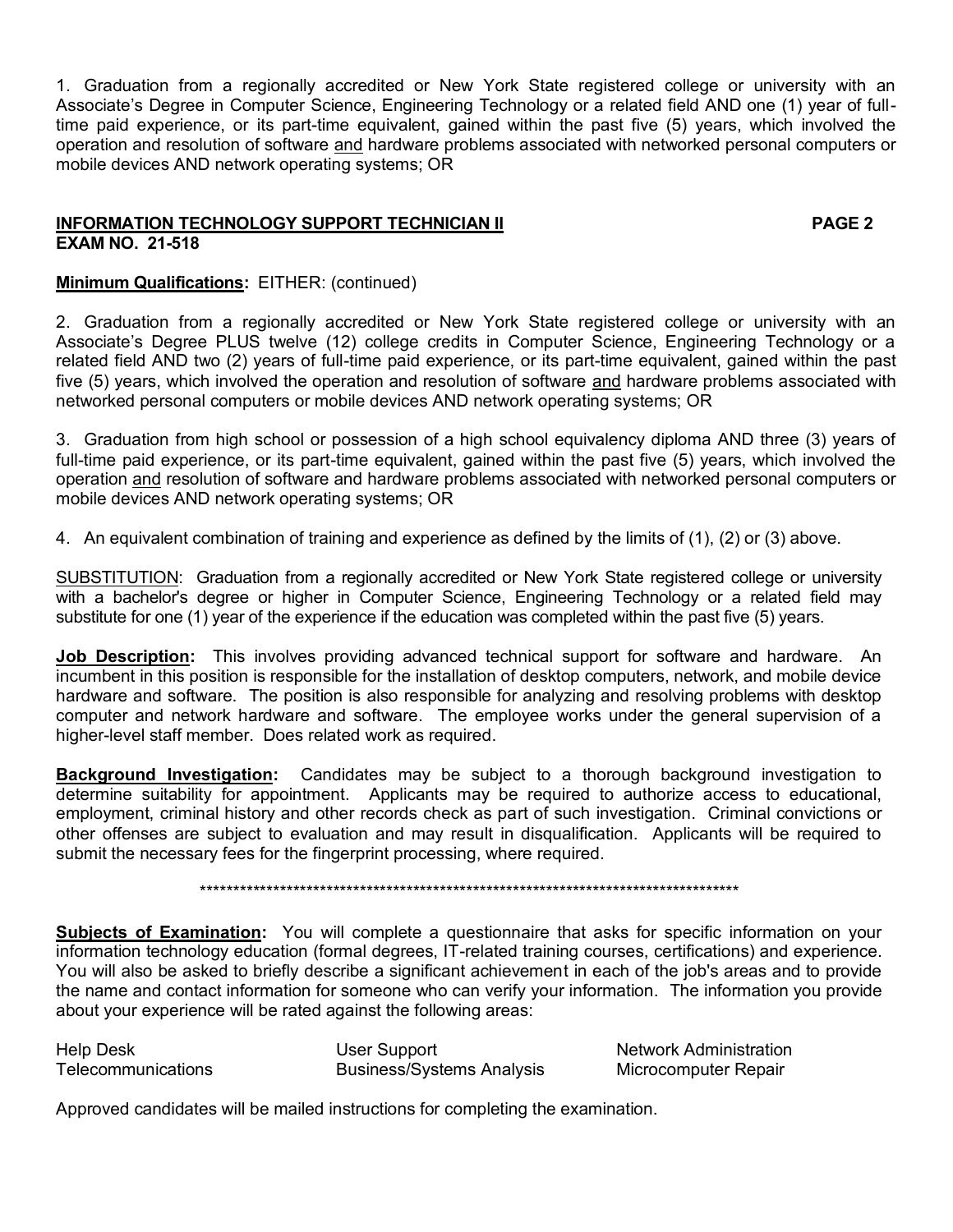1. Graduation from a regionally accredited or New York State registered college or university with an Associate's Degree in Computer Science, Engineering Technology or a related field AND one (1) year of full-time paid experience, or its part-time equivalent, gained within the past five (5) years, which involved the operation and resolution of software and hardware problems associated with networked personal computers or mobile devices AND network operating systems; OR

**INFORMATION TECHNOLOGY SUPPORT TECHNICIAN II**
**EXAM NO. 21-518**

**Minimum Qualifications:** EITHER: (continued)

2. Graduation from a regionally accredited or New York State registered college or university with an Associate's Degree PLUS twelve (12) college credits in Computer Science, Engineering Technology or a related field AND two (2) years of full-time paid experience, or its part-time equivalent, gained within the past five (5) years, which involved the operation and resolution of software and hardware problems associated with networked personal computers or mobile devices AND network operating systems; OR

3. Graduation from high school or possession of a high school equivalency diploma AND three (3) years of full-time paid experience, or its part-time equivalent, gained within the past five (5) years, which involved the operation and resolution of software and hardware problems associated with networked personal computers or mobile devices AND network operating systems; OR

4. An equivalent combination of training and experience as defined by the limits of (1), (2) or (3) above.

SUBSTITUTION: Graduation from a regionally accredited or New York State registered college or university with a bachelor's degree or higher in Computer Science, Engineering Technology or a related field may substitute for one (1) year of the experience if the education was completed within the past five (5) years.

**Job Description:** This involves providing advanced technical support for software and hardware. An incumbent in this position is responsible for the installation of desktop computers, network, and mobile device hardware and software. The position is also responsible for analyzing and resolving problems with desktop computer and network hardware and software. The employee works under the general supervision of a higher-level staff member. Does related work as required.

**Background Investigation:** Candidates may be subject to a thorough background investigation to determine suitability for appointment. Applicants may be required to authorize access to educational, employment, criminal history and other records check as part of such investigation. Criminal convictions or other offenses are subject to evaluation and may result in disqualification. Applicants will be required to submit the necessary fees for the fingerprint processing, where required.

*************************************************************************************

**Subjects of Examination:** You will complete a questionnaire that asks for specific information on your information technology education (formal degrees, IT-related training courses, certifications) and experience. You will also be asked to briefly describe a significant achievement in each of the job's areas and to provide the name and contact information for someone who can verify your information. The information you provide about your experience will be rated against the following areas:

| | | |
|---|---|---|
| Help Desk | User Support | Network Administration |
| Telecommunications | Business/Systems Analysis | Microcomputer Repair |

Approved candidates will be mailed instructions for completing the examination.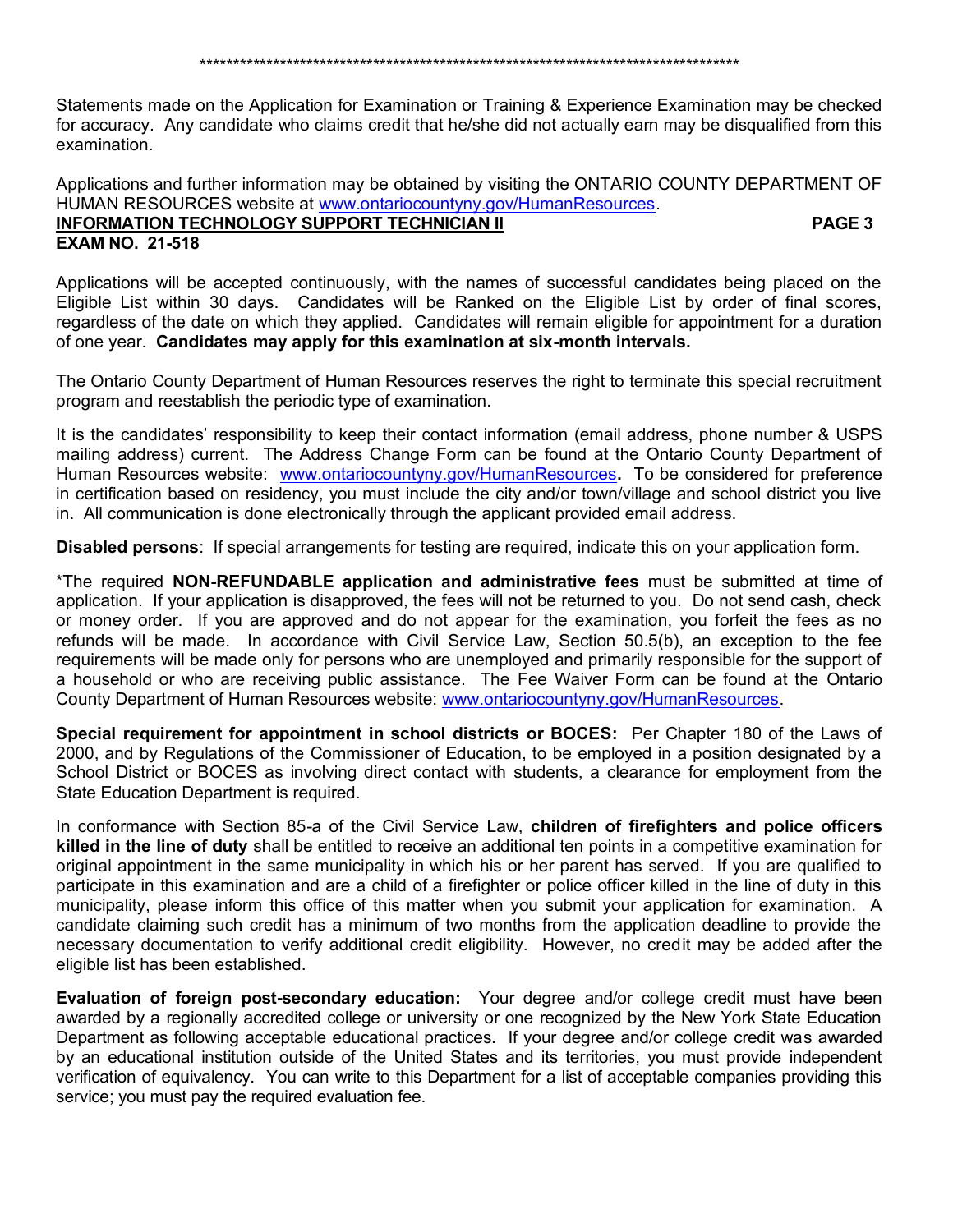**********************************************************************************

Statements made on the Application for Examination or Training & Experience Examination may be checked for accuracy. Any candidate who claims credit that he/she did not actually earn may be disqualified from this examination.

Applications and further information may be obtained by visiting the ONTARIO COUNTY DEPARTMENT OF HUMAN RESOURCES website at www.ontariocountyny.gov/HumanResources.

Applications will be accepted continuously, with the names of successful candidates being placed on the Eligible List within 30 days. Candidates will be Ranked on the Eligible List by order of final scores, regardless of the date on which they applied. Candidates will remain eligible for appointment for a duration of one year. **Candidates may apply for this examination at six-month intervals.**

The Ontario County Department of Human Resources reserves the right to terminate this special recruitment program and reestablish the periodic type of examination.

It is the candidates' responsibility to keep their contact information (email address, phone number & USPS mailing address) current. The Address Change Form can be found at the Ontario County Department of Human Resources website: www.ontariocountyny.gov/HumanResources**.** To be considered for preference in certification based on residency, you must include the city and/or town/village and school district you live in. All communication is done electronically through the applicant provided email address.

**Disabled persons**: If special arrangements for testing are required, indicate this on your application form.

*The required **NON-REFUNDABLE application and administrative fees** must be submitted at time of application. If your application is disapproved, the fees will not be returned to you. Do not send cash, check or money order. If you are approved and do not appear for the examination, you forfeit the fees as no refunds will be made. In accordance with Civil Service Law, Section 50.5(b), an exception to the fee requirements will be made only for persons who are unemployed and primarily responsible for the support of a household or who are receiving public assistance. The Fee Waiver Form can be found at the Ontario County Department of Human Resources website: www.ontariocountyny.gov/HumanResources.

**Special requirement for appointment in school districts or BOCES:** Per Chapter 180 of the Laws of 2000, and by Regulations of the Commissioner of Education, to be employed in a position designated by a School District or BOCES as involving direct contact with students, a clearance for employment from the State Education Department is required.

In conformance with Section 85-a of the Civil Service Law, **children of firefighters and police officers killed in the line of duty** shall be entitled to receive an additional ten points in a competitive examination for original appointment in the same municipality in which his or her parent has served. If you are qualified to participate in this examination and are a child of a firefighter or police officer killed in the line of duty in this municipality, please inform this office of this matter when you submit your application for examination. A candidate claiming such credit has a minimum of two months from the application deadline to provide the necessary documentation to verify additional credit eligibility. However, no credit may be added after the eligible list has been established.

**Evaluation of foreign post-secondary education:** Your degree and/or college credit must have been awarded by a regionally accredited college or university or one recognized by the New York State Education Department as following acceptable educational practices. If your degree and/or college credit was awarded by an educational institution outside of the United States and its territories, you must provide independent verification of equivalency. You can write to this Department for a list of acceptable companies providing this service; you must pay the required evaluation fee.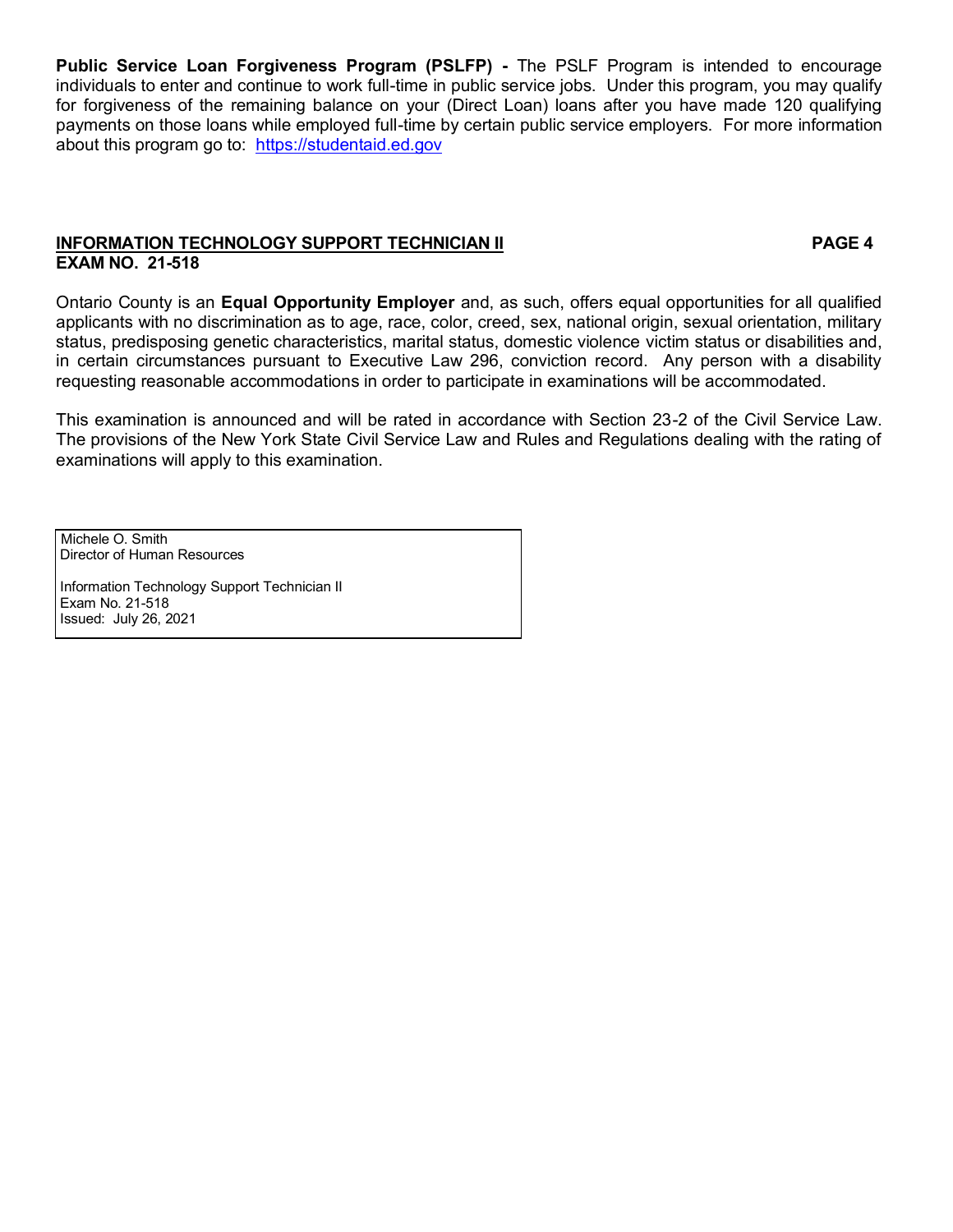**Public Service Loan Forgiveness Program (PSLFP) -** The PSLF Program is intended to encourage individuals to enter and continue to work full-time in public service jobs. Under this program, you may qualify for forgiveness of the remaining balance on your (Direct Loan) loans after you have made 120 qualifying payments on those loans while employed full-time by certain public service employers. For more information about this program go to: https://studentaid.ed.gov

**INFORMATION TECHNOLOGY SUPPORT TECHNICIAN II**
**EXAM NO. 21-518**

Ontario County is an **Equal Opportunity Employer** and, as such, offers equal opportunities for all qualified applicants with no discrimination as to age, race, color, creed, sex, national origin, sexual orientation, military status, predisposing genetic characteristics, marital status, domestic violence victim status or disabilities and, in certain circumstances pursuant to Executive Law 296, conviction record. Any person with a disability requesting reasonable accommodations in order to participate in examinations will be accommodated.

This examination is announced and will be rated in accordance with Section 23-2 of the Civil Service Law. The provisions of the New York State Civil Service Law and Rules and Regulations dealing with the rating of examinations will apply to this examination.

Michele O. Smith
Director of Human Resources

Information Technology Support Technician II
Exam No. 21-518
Issued: July 26, 2021